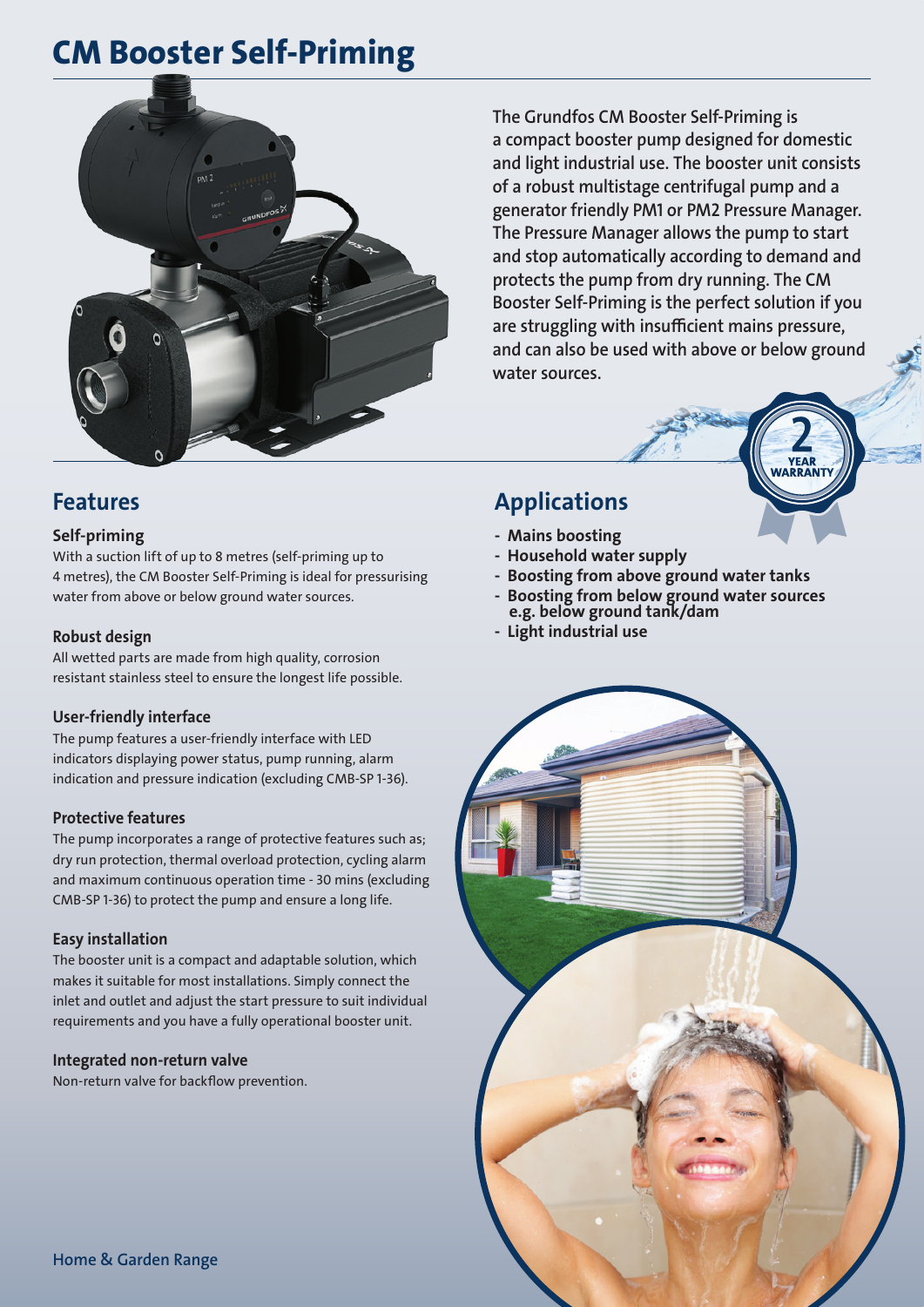# CM Booster Self-Priming

The Grundfos CM Booster Self-Priming is a compact booster pump designed for domestic and light industrial use. The booster unit consists of a robust multistage centrifugal pump and a generator friendly PM1 or PM2 Pressure Manager. The Pressure Manager allows the pump to start and stop automatically according to demand and protects the pump from dry running. The CM Booster Self-Priming is the perfect solution if you are struggling with insufficient mains pressure, and can also be used with above or below ground water sources.

2 YEAR WARRANTY

## Features

### Self-priming

With a suction lift of up to 8 metres (self-priming up to 4 metres), the CM Booster Self-Priming is ideal for pressurising water from above or below ground water sources.

### Robust design

All wetted parts are made from high quality, corrosion resistant stainless steel to ensure the longest life possible.

### User-friendly interface

The pump features a user-friendly interface with LED indicators displaying power status, pump running, alarm indication and pressure indication (excluding CMB-SP 1-36).

### Protective features

The pump incorporates a range of protective features such as; dry run protection, thermal overload protection, cycling alarm and maximum continuous operation time - 30 mins (excluding CMB-SP 1-36) to protect the pump and ensure a long life.

### Easy installation

The booster unit is a compact and adaptable solution, which makes it suitable for most installations. Simply connect the inlet and outlet and adjust the start pressure to suit individual requirements and you have a fully operational booster unit.

### Integrated non-return valve

Non-return valve for backflow prevention.

## Applications

- **Mains boosting**
- **Household water supply**
- **Boosting from above ground water tanks**
- **Boosting from below ground water sources e.g. below ground tank/dam**
- **Light industrial use**

Home & Garden Range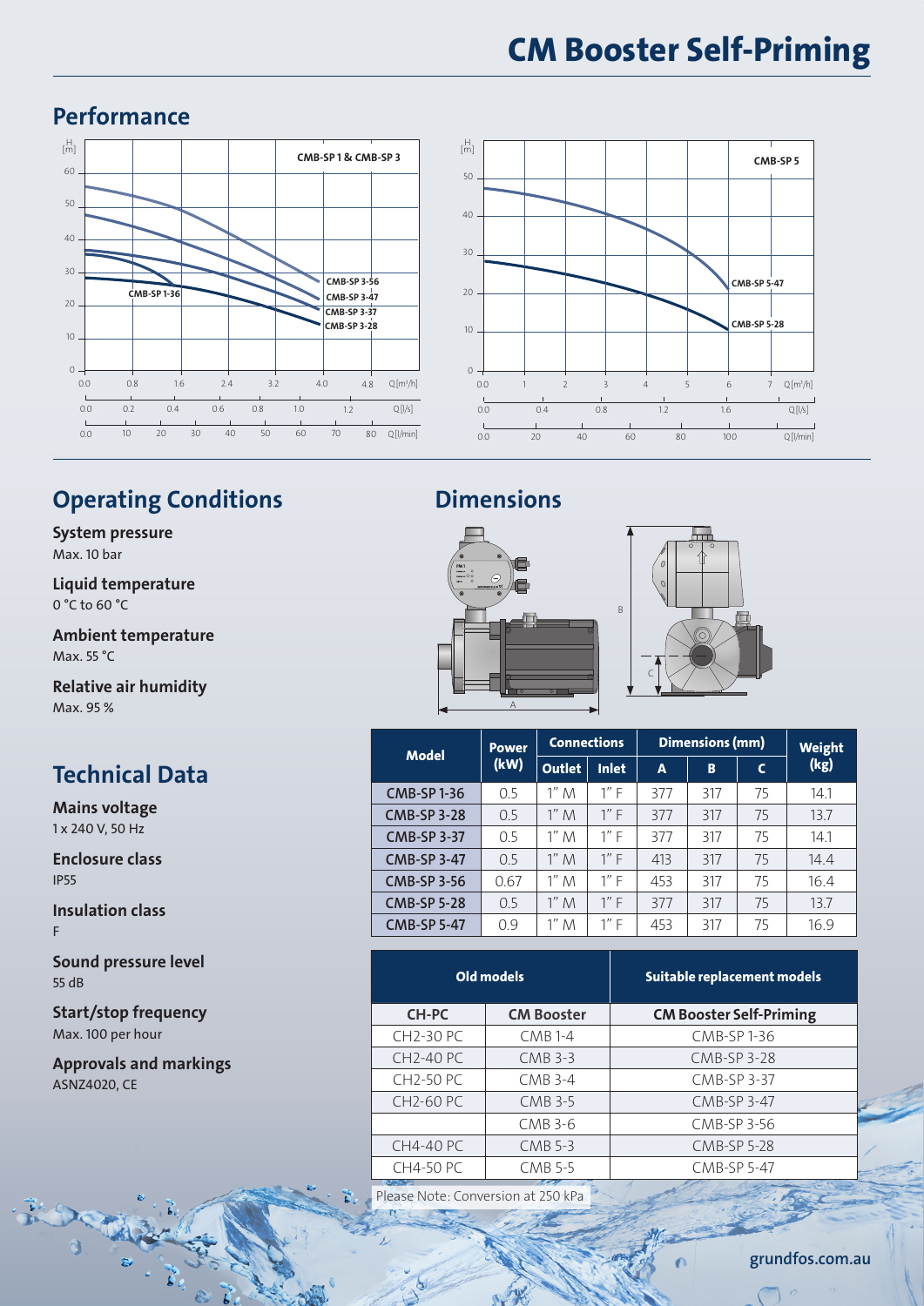# CM Booster Self-Priming

## Performance

H [m]

CMB-SP 1 & CMB-SP 3

60
50
40
30
20
10
0

CMB-SP 3-56
CMB-SP 3-47
CMB-SP 3-37
CMB-SP 3-28
CMB-SP 1-36

0.0 0.8 1.6 2.4 3.2 4.0 4.8 Q[m³/h]

0.0 0.2 0.4 0.6 0.8 1.0 1.2 Q[l/s]

0.0 10 20 30 40 50 60 70 80 Q[l/min]

H [m]

CMB-SP 5

50
40
30
20
10
0

CMB-SP 5-47
CMB-SP 5-28

0.0 1 2 3 4 5 6 7 Q[m³/h]

0.0 0.4 0.8 1.2 1.6 Q[l/s]

0.0 20 40 60 80 100 Q[l/min]

## Operating Conditions

**System pressure**
Max. 10 bar

**Liquid temperature**
0 °C to 60 °C

**Ambient temperature**
Max. 55 °C

**Relative air humidity**
Max. 95 %

## Technical Data

**Mains voltage**
1 x 240 V, 50 Hz

**Enclosure class**
IP55

**Insulation class**
F

**Sound pressure level**
55 dB

**Start/stop frequency**
Max. 100 per hour

**Approvals and markings**
ASNZ4020, CE

## Dimensions

| Model | Power (kW) | Connections | | Dimensions (mm) | | | Weight (kg) |
|---|---|---|---|---|---|---|---|
| | | Outlet | Inlet | A | B | C | |
| CMB-SP 1-36 | 0.5 | 1" M | 1" F | 377 | 317 | 75 | 14.1 |
| CMB-SP 3-28 | 0.5 | 1" M | 1" F | 377 | 317 | 75 | 13.7 |
| CMB-SP 3-37 | 0.5 | 1" M | 1" F | 377 | 317 | 75 | 14.1 |
| CMB-SP 3-47 | 0.5 | 1" M | 1" F | 413 | 317 | 75 | 14.4 |
| CMB-SP 3-56 | 0.67 | 1" M | 1" F | 453 | 317 | 75 | 16.4 |
| CMB-SP 5-28 | 0.5 | 1" M | 1" F | 377 | 317 | 75 | 13.7 |
| CMB-SP 5-47 | 0.9 | 1" M | 1" F | 453 | 317 | 75 | 16.9 |

| Old models | | Suitable replacement models |
|---|---|---|
| CH-PC | CM Booster | CM Booster Self-Priming |
| CH2-30 PC | CMB 1-4 | CMB-SP 1-36 |
| CH2-40 PC | CMB 3-3 | CMB-SP 3-28 |
| CH2-50 PC | CMB 3-4 | CMB-SP 3-37 |
| CH2-60 PC | CMB 3-5 | CMB-SP 3-47 |
| | CMB 3-6 | CMB-SP 3-56 |
| CH4-40 PC | CMB 5-3 | CMB-SP 5-28 |
| CH4-50 PC | CMB 5-5 | CMB-SP 5-47 |

Please Note: Conversion at 250 kPa

grundfos.com.au